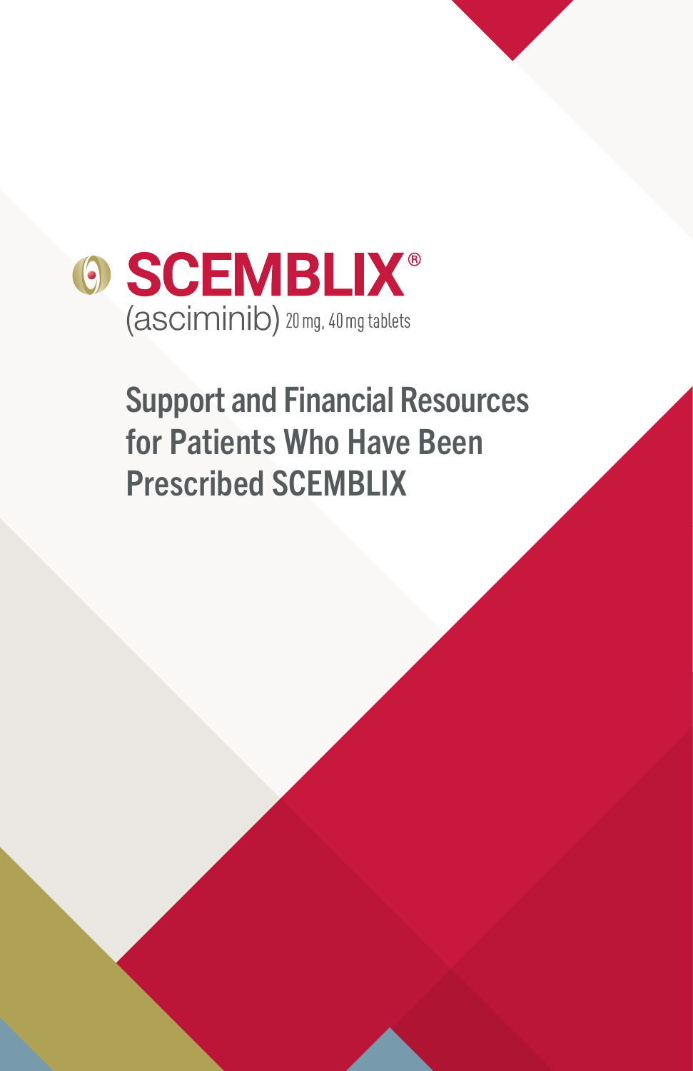# SCEMBLIX®

(asciminib) 20 mg, 40 mg tablets

## Support and Financial Resources for Patients Who Have Been Prescribed SCEMBLIX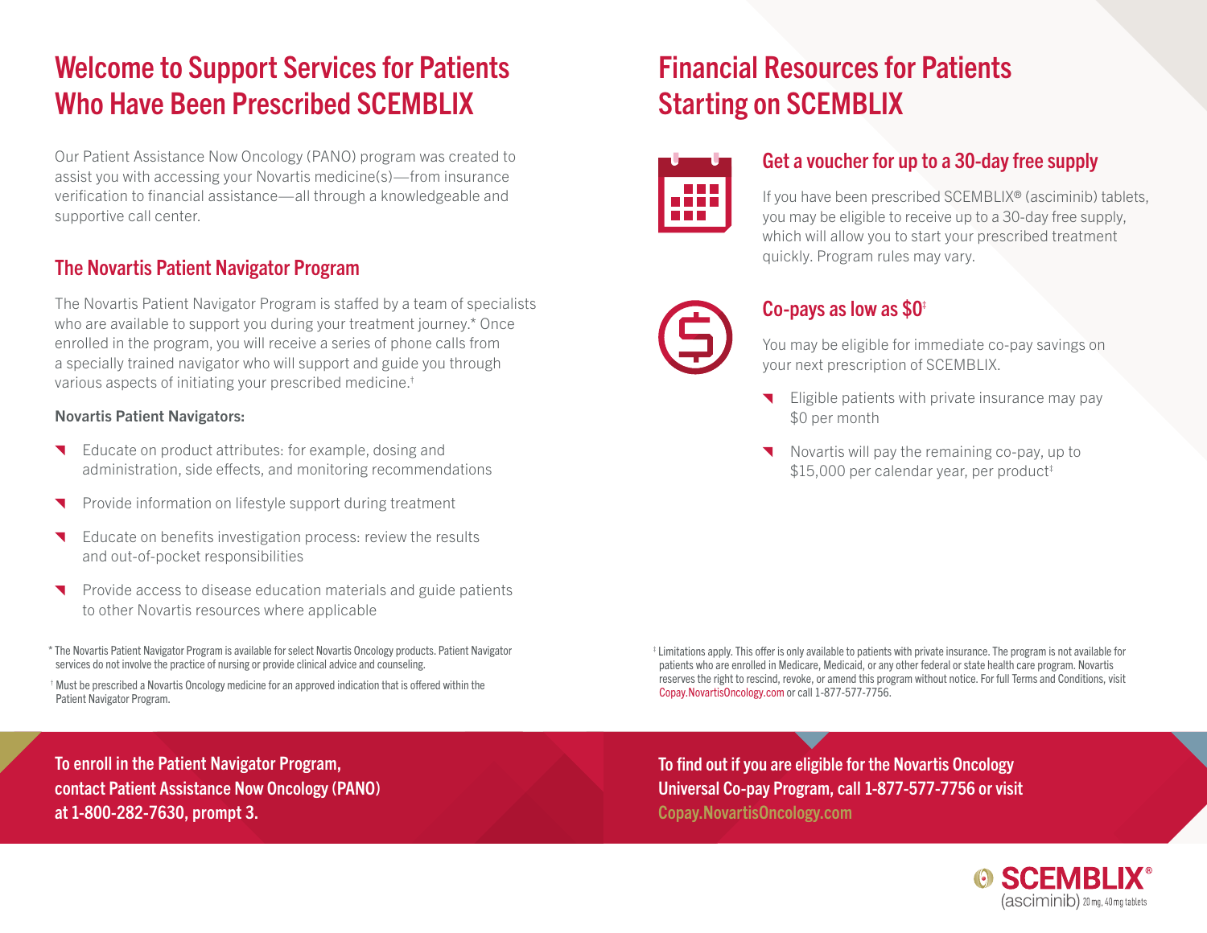# Welcome to Support Services for Patients Who Have Been Prescribed SCEMBLIX

Our Patient Assistance Now Oncology (PANO) program was created to assist you with accessing your Novartis medicine(s)—from insurance verification to financial assistance—all through a knowledgeable and supportive call center.

## The Novartis Patient Navigator Program

The Novartis Patient Navigator Program is staffed by a team of specialists who are available to support you during your treatment journey.* Once enrolled in the program, you will receive a series of phone calls from a specially trained navigator who will support and guide you through various aspects of initiating your prescribed medicine.†

**Novartis Patient Navigators:**

- Educate on product attributes: for example, dosing and administration, side effects, and monitoring recommendations
- Provide information on lifestyle support during treatment
- Educate on benefits investigation process: review the results and out-of-pocket responsibilities
- Provide access to disease education materials and guide patients to other Novartis resources where applicable

\* The Novartis Patient Navigator Program is available for select Novartis Oncology products. Patient Navigator services do not involve the practice of nursing or provide clinical advice and counseling.

† Must be prescribed a Novartis Oncology medicine for an approved indication that is offered within the Patient Navigator Program.

**To enroll in the Patient Navigator Program, contact Patient Assistance Now Oncology (PANO) at 1-800-282-7630, prompt 3.**

# Financial Resources for Patients Starting on SCEMBLIX

## Get a voucher for up to a 30-day free supply

If you have been prescribed SCEMBLIX® (asciminib) tablets, you may be eligible to receive up to a 30-day free supply, which will allow you to start your prescribed treatment quickly. Program rules may vary.

## Co-pays as low as $0‡

You may be eligible for immediate co-pay savings on your next prescription of SCEMBLIX.

- Eligible patients with private insurance may pay $0 per month
- Novartis will pay the remaining co-pay, up to $15,000 per calendar year, per product‡

‡ Limitations apply. This offer is only available to patients with private insurance. The program is not available for patients who are enrolled in Medicare, Medicaid, or any other federal or state health care program. Novartis reserves the right to rescind, revoke, or amend this program without notice. For full Terms and Conditions, visit Copay.NovartisOncology.com or call 1-877-577-7756.

**To find out if you are eligible for the Novartis Oncology Universal Co-pay Program, call 1-877-577-7756 or visit Copay.NovartisOncology.com**

SCEMBLIX® (asciminib) 20 mg, 40 mg tablets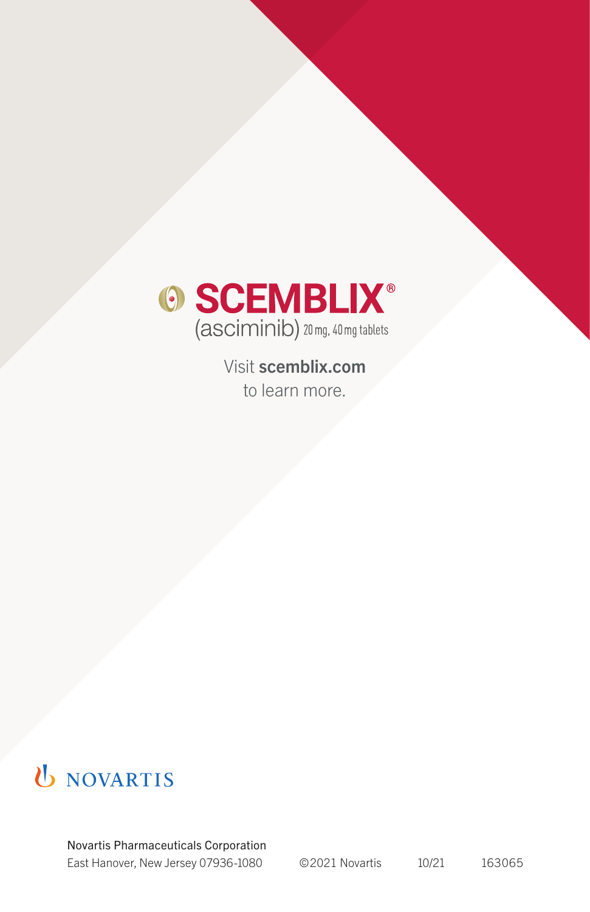**SCEMBLIX®**
(asciminib) 20 mg, 40 mg tablets

Visit **scemblix.com**
to learn more.

NOVARTIS

Novartis Pharmaceuticals Corporation
East Hanover, New Jersey 07936-1080 ©2021 Novartis 10/21 163065